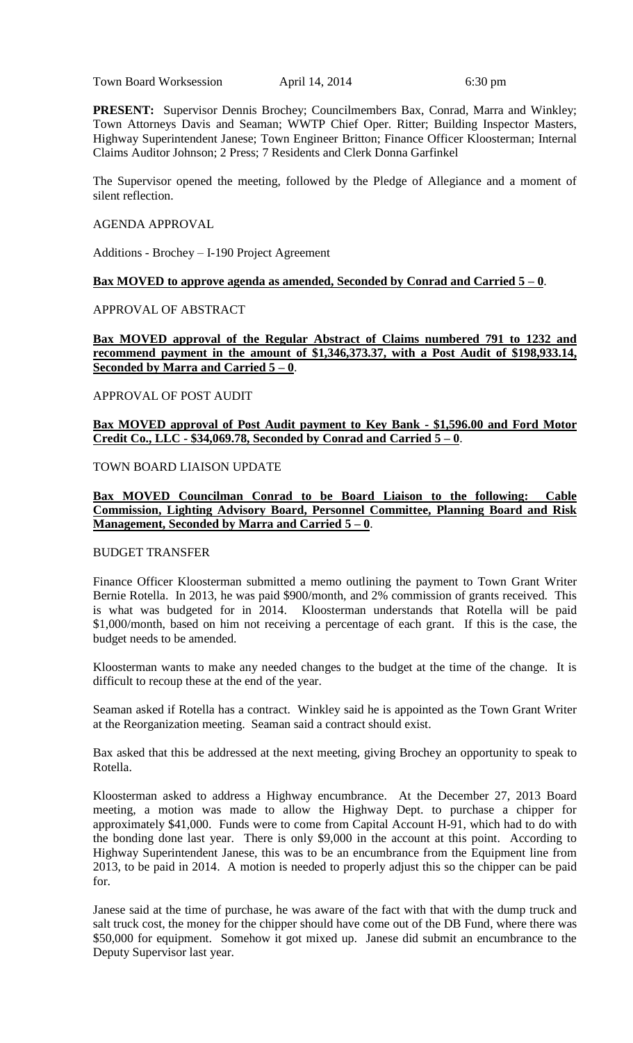Town Board Worksession April 14, 2014 6:30 pm

**PRESENT:** Supervisor Dennis Brochey; Councilmembers Bax, Conrad, Marra and Winkley; Town Attorneys Davis and Seaman; WWTP Chief Oper. Ritter; Building Inspector Masters, Highway Superintendent Janese; Town Engineer Britton; Finance Officer Kloosterman; Internal Claims Auditor Johnson; 2 Press; 7 Residents and Clerk Donna Garfinkel

The Supervisor opened the meeting, followed by the Pledge of Allegiance and a moment of silent reflection.

AGENDA APPROVAL

Additions - Brochey – I-190 Project Agreement

**Bax MOVED to approve agenda as amended, Seconded by Conrad and Carried 5 – 0**.

APPROVAL OF ABSTRACT

**Bax MOVED approval of the Regular Abstract of Claims numbered 791 to 1232 and recommend payment in the amount of $1,346,373.37, with a Post Audit of $198,933.14, Seconded by Marra and Carried 5 – 0**.

APPROVAL OF POST AUDIT

**Bax MOVED approval of Post Audit payment to Key Bank - $1,596.00 and Ford Motor Credit Co., LLC - $34,069.78, Seconded by Conrad and Carried 5 – 0**.

TOWN BOARD LIAISON UPDATE

**Bax MOVED Councilman Conrad to be Board Liaison to the following: Cable Commission, Lighting Advisory Board, Personnel Committee, Planning Board and Risk Management, Seconded by Marra and Carried 5 – 0**.

BUDGET TRANSFER

Finance Officer Kloosterman submitted a memo outlining the payment to Town Grant Writer Bernie Rotella. In 2013, he was paid $900/month, and 2% commission of grants received. This is what was budgeted for in 2014. Kloosterman understands that Rotella will be paid $1,000/month, based on him not receiving a percentage of each grant. If this is the case, the budget needs to be amended.

Kloosterman wants to make any needed changes to the budget at the time of the change. It is difficult to recoup these at the end of the year.

Seaman asked if Rotella has a contract. Winkley said he is appointed as the Town Grant Writer at the Reorganization meeting. Seaman said a contract should exist.

Bax asked that this be addressed at the next meeting, giving Brochey an opportunity to speak to Rotella.

Kloosterman asked to address a Highway encumbrance. At the December 27, 2013 Board meeting, a motion was made to allow the Highway Dept. to purchase a chipper for approximately $41,000. Funds were to come from Capital Account H-91, which had to do with the bonding done last year. There is only $9,000 in the account at this point. According to Highway Superintendent Janese, this was to be an encumbrance from the Equipment line from 2013, to be paid in 2014. A motion is needed to properly adjust this so the chipper can be paid for.

Janese said at the time of purchase, he was aware of the fact with that with the dump truck and salt truck cost, the money for the chipper should have come out of the DB Fund, where there was $50,000 for equipment. Somehow it got mixed up. Janese did submit an encumbrance to the Deputy Supervisor last year.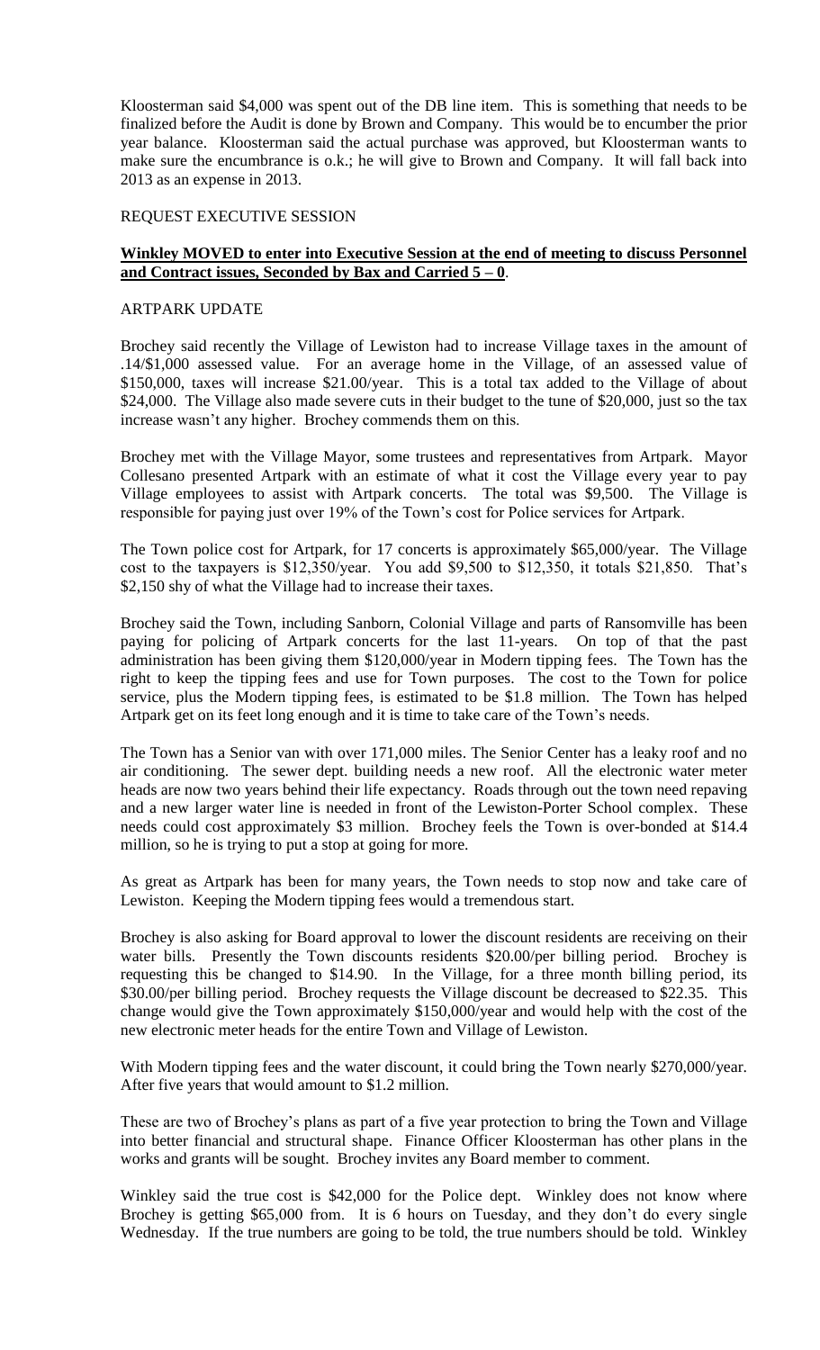Kloosterman said $4,000 was spent out of the DB line item. This is something that needs to be finalized before the Audit is done by Brown and Company. This would be to encumber the prior year balance. Kloosterman said the actual purchase was approved, but Kloosterman wants to make sure the encumbrance is o.k.; he will give to Brown and Company. It will fall back into 2013 as an expense in 2013.

REQUEST EXECUTIVE SESSION

**Winkley MOVED to enter into Executive Session at the end of meeting to discuss Personnel and Contract issues, Seconded by Bax and Carried 5 – 0**.

ARTPARK UPDATE

Brochey said recently the Village of Lewiston had to increase Village taxes in the amount of .14/$1,000 assessed value. For an average home in the Village, of an assessed value of $150,000, taxes will increase $21.00/year. This is a total tax added to the Village of about $24,000. The Village also made severe cuts in their budget to the tune of $20,000, just so the tax increase wasn't any higher. Brochey commends them on this.

Brochey met with the Village Mayor, some trustees and representatives from Artpark. Mayor Collesano presented Artpark with an estimate of what it cost the Village every year to pay Village employees to assist with Artpark concerts. The total was $9,500. The Village is responsible for paying just over 19% of the Town's cost for Police services for Artpark.

The Town police cost for Artpark, for 17 concerts is approximately $65,000/year. The Village cost to the taxpayers is $12,350/year. You add $9,500 to $12,350, it totals $21,850. That's $2,150 shy of what the Village had to increase their taxes.

Brochey said the Town, including Sanborn, Colonial Village and parts of Ransomville has been paying for policing of Artpark concerts for the last 11-years. On top of that the past administration has been giving them $120,000/year in Modern tipping fees. The Town has the right to keep the tipping fees and use for Town purposes. The cost to the Town for police service, plus the Modern tipping fees, is estimated to be $1.8 million. The Town has helped Artpark get on its feet long enough and it is time to take care of the Town's needs.

The Town has a Senior van with over 171,000 miles. The Senior Center has a leaky roof and no air conditioning. The sewer dept. building needs a new roof. All the electronic water meter heads are now two years behind their life expectancy. Roads through out the town need repaving and a new larger water line is needed in front of the Lewiston-Porter School complex. These needs could cost approximately $3 million. Brochey feels the Town is over-bonded at $14.4 million, so he is trying to put a stop at going for more.

As great as Artpark has been for many years, the Town needs to stop now and take care of Lewiston. Keeping the Modern tipping fees would a tremendous start.

Brochey is also asking for Board approval to lower the discount residents are receiving on their water bills. Presently the Town discounts residents $20.00/per billing period. Brochey is requesting this be changed to $14.90. In the Village, for a three month billing period, its $30.00/per billing period. Brochey requests the Village discount be decreased to $22.35. This change would give the Town approximately $150,000/year and would help with the cost of the new electronic meter heads for the entire Town and Village of Lewiston.

With Modern tipping fees and the water discount, it could bring the Town nearly $270,000/year. After five years that would amount to $1.2 million.

These are two of Brochey's plans as part of a five year protection to bring the Town and Village into better financial and structural shape. Finance Officer Kloosterman has other plans in the works and grants will be sought. Brochey invites any Board member to comment.

Winkley said the true cost is $42,000 for the Police dept. Winkley does not know where Brochey is getting $65,000 from. It is 6 hours on Tuesday, and they don't do every single Wednesday. If the true numbers are going to be told, the true numbers should be told. Winkley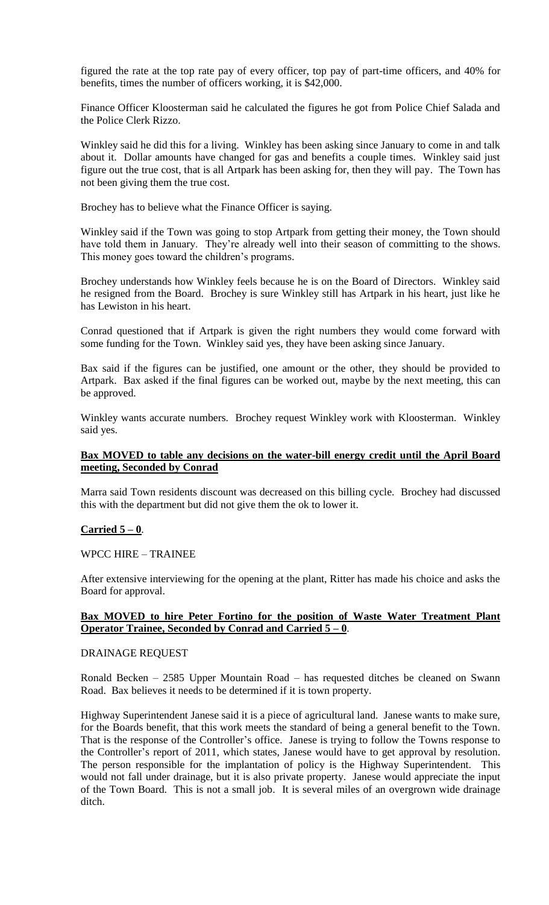figured the rate at the top rate pay of every officer, top pay of part-time officers, and 40% for benefits, times the number of officers working, it is $42,000.

Finance Officer Kloosterman said he calculated the figures he got from Police Chief Salada and the Police Clerk Rizzo.

Winkley said he did this for a living. Winkley has been asking since January to come in and talk about it. Dollar amounts have changed for gas and benefits a couple times. Winkley said just figure out the true cost, that is all Artpark has been asking for, then they will pay. The Town has not been giving them the true cost.

Brochey has to believe what the Finance Officer is saying.

Winkley said if the Town was going to stop Artpark from getting their money, the Town should have told them in January. They're already well into their season of committing to the shows. This money goes toward the children's programs.

Brochey understands how Winkley feels because he is on the Board of Directors. Winkley said he resigned from the Board. Brochey is sure Winkley still has Artpark in his heart, just like he has Lewiston in his heart.

Conrad questioned that if Artpark is given the right numbers they would come forward with some funding for the Town. Winkley said yes, they have been asking since January.

Bax said if the figures can be justified, one amount or the other, they should be provided to Artpark. Bax asked if the final figures can be worked out, maybe by the next meeting, this can be approved.

Winkley wants accurate numbers. Brochey request Winkley work with Kloosterman. Winkley said yes.

**Bax MOVED to table any decisions on the water-bill energy credit until the April Board meeting, Seconded by Conrad**

Marra said Town residents discount was decreased on this billing cycle. Brochey had discussed this with the department but did not give them the ok to lower it.

**Carried 5 – 0**.

WPCC HIRE – TRAINEE

After extensive interviewing for the opening at the plant, Ritter has made his choice and asks the Board for approval.

**Bax MOVED to hire Peter Fortino for the position of Waste Water Treatment Plant Operator Trainee, Seconded by Conrad and Carried 5 – 0**.

DRAINAGE REQUEST

Ronald Becken – 2585 Upper Mountain Road – has requested ditches be cleaned on Swann Road. Bax believes it needs to be determined if it is town property.

Highway Superintendent Janese said it is a piece of agricultural land. Janese wants to make sure, for the Boards benefit, that this work meets the standard of being a general benefit to the Town. That is the response of the Controller's office. Janese is trying to follow the Towns response to the Controller's report of 2011, which states, Janese would have to get approval by resolution. The person responsible for the implantation of policy is the Highway Superintendent. This would not fall under drainage, but it is also private property. Janese would appreciate the input of the Town Board. This is not a small job. It is several miles of an overgrown wide drainage ditch.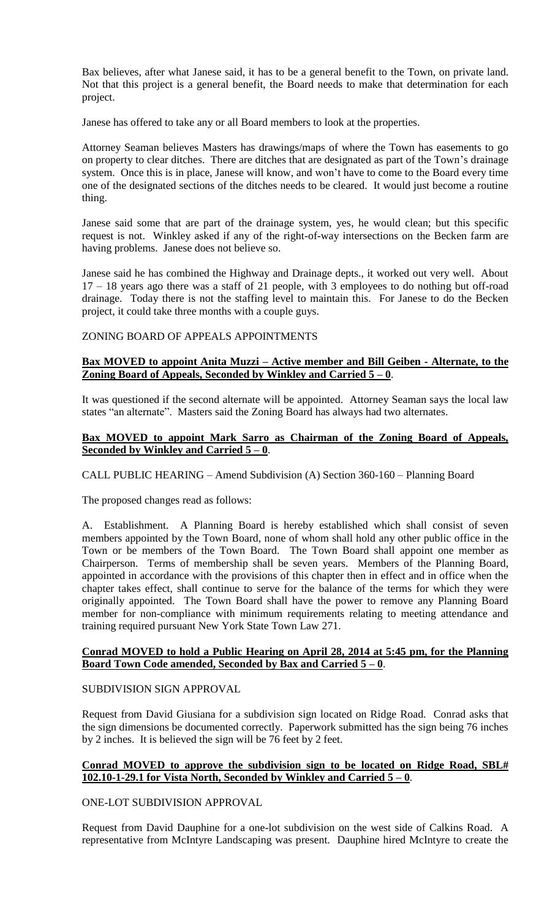Bax believes, after what Janese said, it has to be a general benefit to the Town, on private land. Not that this project is a general benefit, the Board needs to make that determination for each project.

Janese has offered to take any or all Board members to look at the properties.

Attorney Seaman believes Masters has drawings/maps of where the Town has easements to go on property to clear ditches. There are ditches that are designated as part of the Town's drainage system. Once this is in place, Janese will know, and won't have to come to the Board every time one of the designated sections of the ditches needs to be cleared. It would just become a routine thing.

Janese said some that are part of the drainage system, yes, he would clean; but this specific request is not. Winkley asked if any of the right-of-way intersections on the Becken farm are having problems. Janese does not believe so.

Janese said he has combined the Highway and Drainage depts., it worked out very well. About 17 – 18 years ago there was a staff of 21 people, with 3 employees to do nothing but off-road drainage. Today there is not the staffing level to maintain this. For Janese to do the Becken project, it could take three months with a couple guys.

ZONING BOARD OF APPEALS APPOINTMENTS

**Bax MOVED to appoint Anita Muzzi – Active member and Bill Geiben - Alternate, to the Zoning Board of Appeals, Seconded by Winkley and Carried 5 – 0**.

It was questioned if the second alternate will be appointed. Attorney Seaman says the local law states "an alternate". Masters said the Zoning Board has always had two alternates.

**Bax MOVED to appoint Mark Sarro as Chairman of the Zoning Board of Appeals, Seconded by Winkley and Carried 5 – 0**.

CALL PUBLIC HEARING – Amend Subdivision (A) Section 360-160 – Planning Board

The proposed changes read as follows:

A. Establishment. A Planning Board is hereby established which shall consist of seven members appointed by the Town Board, none of whom shall hold any other public office in the Town or be members of the Town Board. The Town Board shall appoint one member as Chairperson. Terms of membership shall be seven years. Members of the Planning Board, appointed in accordance with the provisions of this chapter then in effect and in office when the chapter takes effect, shall continue to serve for the balance of the terms for which they were originally appointed. The Town Board shall have the power to remove any Planning Board member for non-compliance with minimum requirements relating to meeting attendance and training required pursuant New York State Town Law 271.

**Conrad MOVED to hold a Public Hearing on April 28, 2014 at 5:45 pm, for the Planning Board Town Code amended, Seconded by Bax and Carried 5 – 0**.

SUBDIVISION SIGN APPROVAL

Request from David Giusiana for a subdivision sign located on Ridge Road. Conrad asks that the sign dimensions be documented correctly. Paperwork submitted has the sign being 76 inches by 2 inches. It is believed the sign will be 76 feet by 2 feet.

**Conrad MOVED to approve the subdivision sign to be located on Ridge Road, SBL# 102.10-1-29.1 for Vista North, Seconded by Winkley and Carried 5 – 0**.

ONE-LOT SUBDIVISION APPROVAL

Request from David Dauphine for a one-lot subdivision on the west side of Calkins Road. A representative from McIntyre Landscaping was present. Dauphine hired McIntyre to create the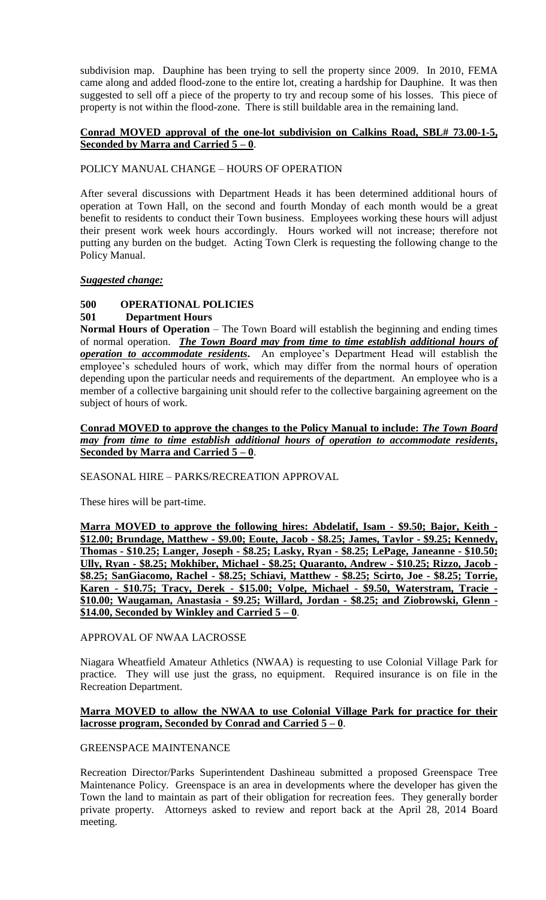subdivision map. Dauphine has been trying to sell the property since 2009. In 2010, FEMA came along and added flood-zone to the entire lot, creating a hardship for Dauphine. It was then suggested to sell off a piece of the property to try and recoup some of his losses. This piece of property is not within the flood-zone. There is still buildable area in the remaining land.

**Conrad MOVED approval of the one-lot subdivision on Calkins Road, SBL# 73.00-1-5, Seconded by Marra and Carried 5 – 0**.

POLICY MANUAL CHANGE – HOURS OF OPERATION

After several discussions with Department Heads it has been determined additional hours of operation at Town Hall, on the second and fourth Monday of each month would be a great benefit to residents to conduct their Town business. Employees working these hours will adjust their present work week hours accordingly. Hours worked will not increase; therefore not putting any burden on the budget. Acting Town Clerk is requesting the following change to the Policy Manual.

***Suggested change:***

**500 OPERATIONAL POLICIES**

**501 Department Hours**

**Normal Hours of Operation** – The Town Board will establish the beginning and ending times of normal operation. ***The Town Board may from time to time establish additional hours of operation to accommodate residents***. An employee's Department Head will establish the employee's scheduled hours of work, which may differ from the normal hours of operation depending upon the particular needs and requirements of the department. An employee who is a member of a collective bargaining unit should refer to the collective bargaining agreement on the subject of hours of work.

**Conrad MOVED to approve the changes to the Policy Manual to include: *The Town Board may from time to time establish additional hours of operation to accommodate residents*, Seconded by Marra and Carried 5 – 0**.

SEASONAL HIRE – PARKS/RECREATION APPROVAL

These hires will be part-time.

**Marra MOVED to approve the following hires: Abdelatif, Isam - $9.50; Bajor, Keith - $12.00; Brundage, Matthew - $9.00; Eoute, Jacob - $8.25; James, Taylor - $9.25; Kennedy, Thomas - $10.25; Langer, Joseph - $8.25; Lasky, Ryan - $8.25; LePage, Janeanne - $10.50; Ully, Ryan - $8.25; Mokhiber, Michael - $8.25; Quaranto, Andrew - $10.25; Rizzo, Jacob - $8.25; SanGiacomo, Rachel - $8.25; Schiavi, Matthew - $8.25; Scirto, Joe - $8.25; Torrie, Karen - $10.75; Tracy, Derek - $15.00; Volpe, Michael - $9.50, Waterstram, Tracie - $10.00; Waugaman, Anastasia - $9.25; Willard, Jordan - $8.25; and Ziobrowski, Glenn - $14.00, Seconded by Winkley and Carried 5 – 0**.

APPROVAL OF NWAA LACROSSE

Niagara Wheatfield Amateur Athletics (NWAA) is requesting to use Colonial Village Park for practice. They will use just the grass, no equipment. Required insurance is on file in the Recreation Department.

**Marra MOVED to allow the NWAA to use Colonial Village Park for practice for their lacrosse program, Seconded by Conrad and Carried 5 – 0**.

GREENSPACE MAINTENANCE

Recreation Director/Parks Superintendent Dashineau submitted a proposed Greenspace Tree Maintenance Policy. Greenspace is an area in developments where the developer has given the Town the land to maintain as part of their obligation for recreation fees. They generally border private property. Attorneys asked to review and report back at the April 28, 2014 Board meeting.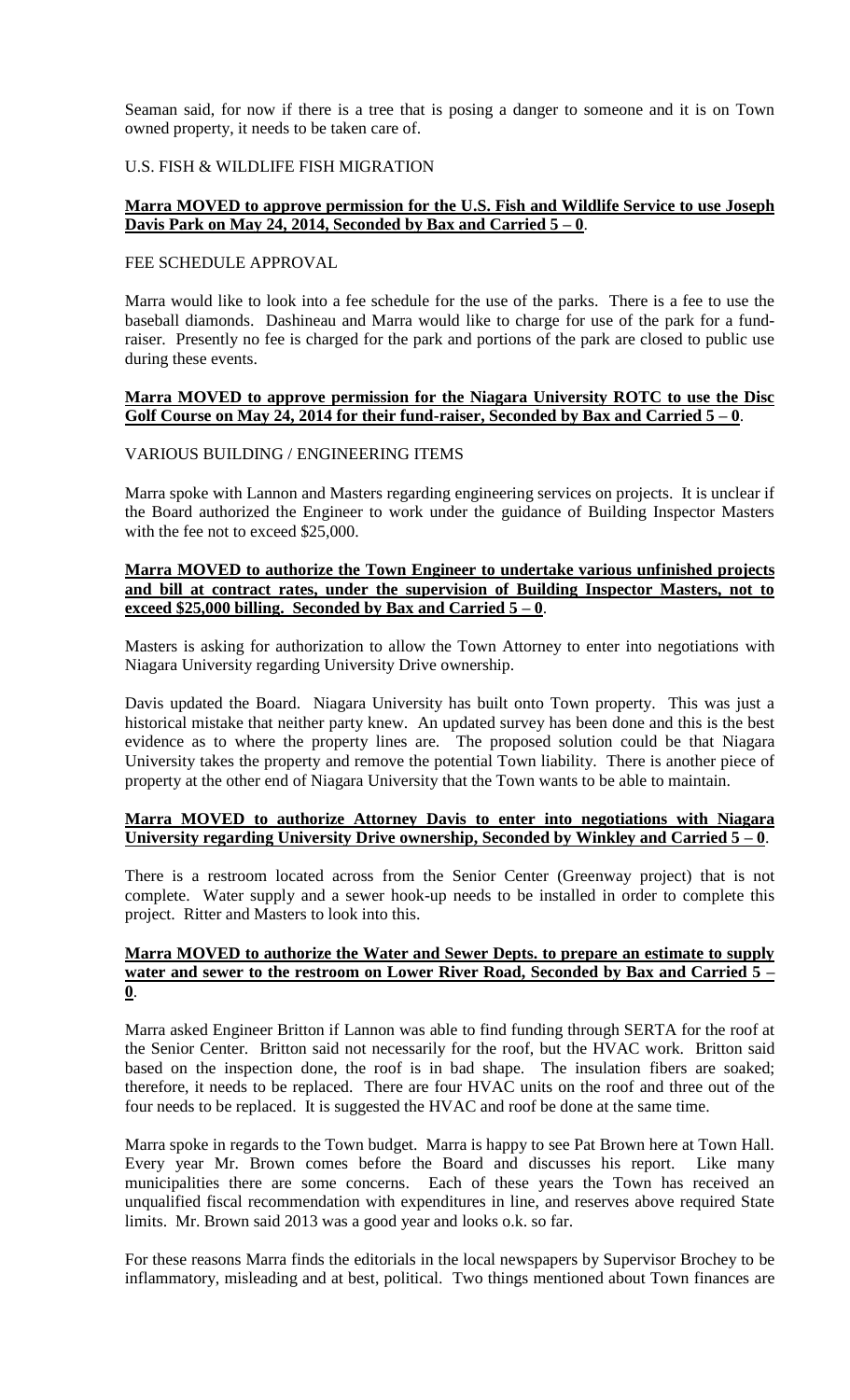Seaman said, for now if there is a tree that is posing a danger to someone and it is on Town owned property, it needs to be taken care of.

U.S. FISH & WILDLIFE FISH MIGRATION

**Marra MOVED to approve permission for the U.S. Fish and Wildlife Service to use Joseph Davis Park on May 24, 2014, Seconded by Bax and Carried 5 – 0**.

FEE SCHEDULE APPROVAL

Marra would like to look into a fee schedule for the use of the parks. There is a fee to use the baseball diamonds. Dashineau and Marra would like to charge for use of the park for a fund-raiser. Presently no fee is charged for the park and portions of the park are closed to public use during these events.

**Marra MOVED to approve permission for the Niagara University ROTC to use the Disc Golf Course on May 24, 2014 for their fund-raiser, Seconded by Bax and Carried 5 – 0**.

VARIOUS BUILDING / ENGINEERING ITEMS

Marra spoke with Lannon and Masters regarding engineering services on projects. It is unclear if the Board authorized the Engineer to work under the guidance of Building Inspector Masters with the fee not to exceed $25,000.

**Marra MOVED to authorize the Town Engineer to undertake various unfinished projects and bill at contract rates, under the supervision of Building Inspector Masters, not to exceed $25,000 billing. Seconded by Bax and Carried 5 – 0**.

Masters is asking for authorization to allow the Town Attorney to enter into negotiations with Niagara University regarding University Drive ownership.

Davis updated the Board. Niagara University has built onto Town property. This was just a historical mistake that neither party knew. An updated survey has been done and this is the best evidence as to where the property lines are. The proposed solution could be that Niagara University takes the property and remove the potential Town liability. There is another piece of property at the other end of Niagara University that the Town wants to be able to maintain.

**Marra MOVED to authorize Attorney Davis to enter into negotiations with Niagara University regarding University Drive ownership, Seconded by Winkley and Carried 5 – 0**.

There is a restroom located across from the Senior Center (Greenway project) that is not complete. Water supply and a sewer hook-up needs to be installed in order to complete this project. Ritter and Masters to look into this.

**Marra MOVED to authorize the Water and Sewer Depts. to prepare an estimate to supply water and sewer to the restroom on Lower River Road, Seconded by Bax and Carried 5 – 0**.

Marra asked Engineer Britton if Lannon was able to find funding through SERTA for the roof at the Senior Center. Britton said not necessarily for the roof, but the HVAC work. Britton said based on the inspection done, the roof is in bad shape. The insulation fibers are soaked; therefore, it needs to be replaced. There are four HVAC units on the roof and three out of the four needs to be replaced. It is suggested the HVAC and roof be done at the same time.

Marra spoke in regards to the Town budget. Marra is happy to see Pat Brown here at Town Hall. Every year Mr. Brown comes before the Board and discusses his report. Like many municipalities there are some concerns. Each of these years the Town has received an unqualified fiscal recommendation with expenditures in line, and reserves above required State limits. Mr. Brown said 2013 was a good year and looks o.k. so far.

For these reasons Marra finds the editorials in the local newspapers by Supervisor Brochey to be inflammatory, misleading and at best, political. Two things mentioned about Town finances are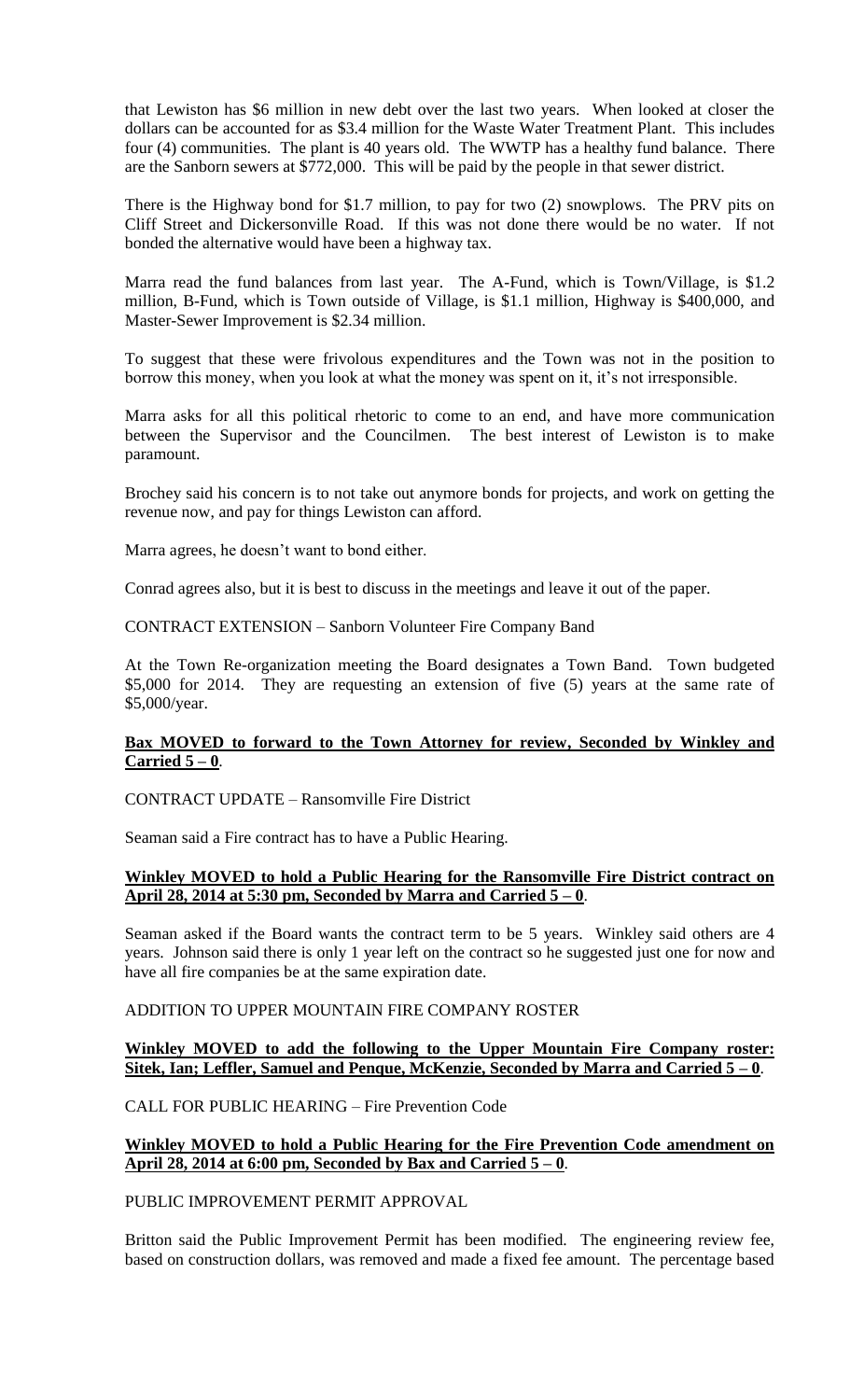that Lewiston has $6 million in new debt over the last two years. When looked at closer the dollars can be accounted for as $3.4 million for the Waste Water Treatment Plant. This includes four (4) communities. The plant is 40 years old. The WWTP has a healthy fund balance. There are the Sanborn sewers at $772,000. This will be paid by the people in that sewer district.

There is the Highway bond for $1.7 million, to pay for two (2) snowplows. The PRV pits on Cliff Street and Dickersonville Road. If this was not done there would be no water. If not bonded the alternative would have been a highway tax.

Marra read the fund balances from last year. The A-Fund, which is Town/Village, is $1.2 million, B-Fund, which is Town outside of Village, is $1.1 million, Highway is $400,000, and Master-Sewer Improvement is $2.34 million.

To suggest that these were frivolous expenditures and the Town was not in the position to borrow this money, when you look at what the money was spent on it, it's not irresponsible.

Marra asks for all this political rhetoric to come to an end, and have more communication between the Supervisor and the Councilmen. The best interest of Lewiston is to make paramount.

Brochey said his concern is to not take out anymore bonds for projects, and work on getting the revenue now, and pay for things Lewiston can afford.

Marra agrees, he doesn't want to bond either.

Conrad agrees also, but it is best to discuss in the meetings and leave it out of the paper.

CONTRACT EXTENSION – Sanborn Volunteer Fire Company Band

At the Town Re-organization meeting the Board designates a Town Band. Town budgeted $5,000 for 2014. They are requesting an extension of five (5) years at the same rate of $5,000/year.

**Bax MOVED to forward to the Town Attorney for review, Seconded by Winkley and Carried 5 – 0.**

CONTRACT UPDATE – Ransomville Fire District

Seaman said a Fire contract has to have a Public Hearing.

**Winkley MOVED to hold a Public Hearing for the Ransomville Fire District contract on April 28, 2014 at 5:30 pm, Seconded by Marra and Carried 5 – 0.**

Seaman asked if the Board wants the contract term to be 5 years. Winkley said others are 4 years. Johnson said there is only 1 year left on the contract so he suggested just one for now and have all fire companies be at the same expiration date.

ADDITION TO UPPER MOUNTAIN FIRE COMPANY ROSTER

**Winkley MOVED to add the following to the Upper Mountain Fire Company roster: Sitek, Ian; Leffler, Samuel and Penque, McKenzie, Seconded by Marra and Carried 5 – 0.**

CALL FOR PUBLIC HEARING – Fire Prevention Code

**Winkley MOVED to hold a Public Hearing for the Fire Prevention Code amendment on April 28, 2014 at 6:00 pm, Seconded by Bax and Carried 5 – 0.**

PUBLIC IMPROVEMENT PERMIT APPROVAL

Britton said the Public Improvement Permit has been modified. The engineering review fee, based on construction dollars, was removed and made a fixed fee amount. The percentage based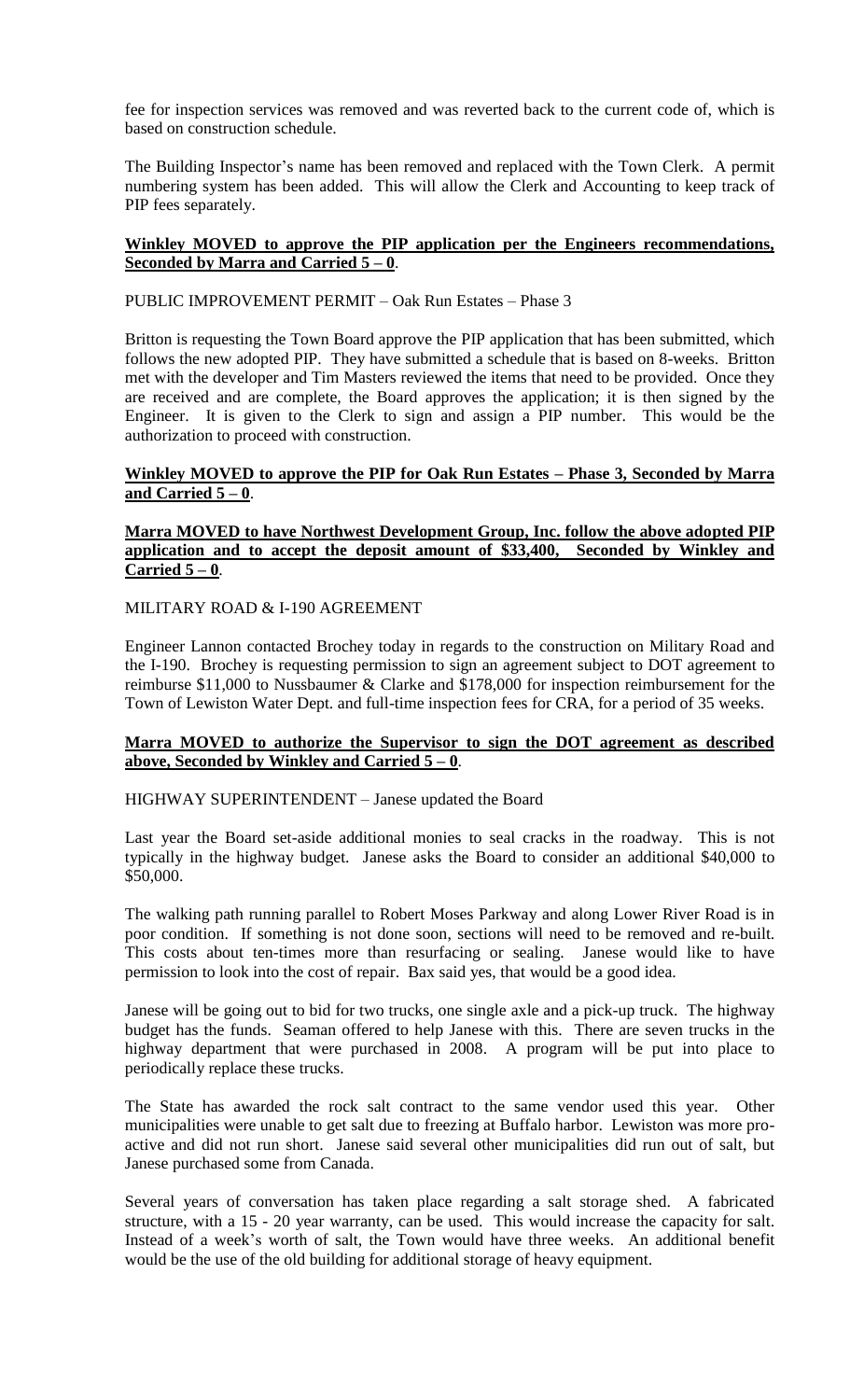fee for inspection services was removed and was reverted back to the current code of, which is based on construction schedule.

The Building Inspector's name has been removed and replaced with the Town Clerk. A permit numbering system has been added. This will allow the Clerk and Accounting to keep track of PIP fees separately.

**Winkley MOVED to approve the PIP application per the Engineers recommendations, Seconded by Marra and Carried 5 – 0**.

PUBLIC IMPROVEMENT PERMIT – Oak Run Estates – Phase 3

Britton is requesting the Town Board approve the PIP application that has been submitted, which follows the new adopted PIP. They have submitted a schedule that is based on 8-weeks. Britton met with the developer and Tim Masters reviewed the items that need to be provided. Once they are received and are complete, the Board approves the application; it is then signed by the Engineer. It is given to the Clerk to sign and assign a PIP number. This would be the authorization to proceed with construction.

**Winkley MOVED to approve the PIP for Oak Run Estates – Phase 3, Seconded by Marra and Carried 5 – 0**.

**Marra MOVED to have Northwest Development Group, Inc. follow the above adopted PIP application and to accept the deposit amount of $33,400, Seconded by Winkley and Carried 5 – 0**.

MILITARY ROAD & I-190 AGREEMENT

Engineer Lannon contacted Brochey today in regards to the construction on Military Road and the I-190. Brochey is requesting permission to sign an agreement subject to DOT agreement to reimburse $11,000 to Nussbaumer & Clarke and $178,000 for inspection reimbursement for the Town of Lewiston Water Dept. and full-time inspection fees for CRA, for a period of 35 weeks.

**Marra MOVED to authorize the Supervisor to sign the DOT agreement as described above, Seconded by Winkley and Carried 5 – 0**.

HIGHWAY SUPERINTENDENT – Janese updated the Board

Last year the Board set-aside additional monies to seal cracks in the roadway. This is not typically in the highway budget. Janese asks the Board to consider an additional $40,000 to $50,000.

The walking path running parallel to Robert Moses Parkway and along Lower River Road is in poor condition. If something is not done soon, sections will need to be removed and re-built. This costs about ten-times more than resurfacing or sealing. Janese would like to have permission to look into the cost of repair. Bax said yes, that would be a good idea.

Janese will be going out to bid for two trucks, one single axle and a pick-up truck. The highway budget has the funds. Seaman offered to help Janese with this. There are seven trucks in the highway department that were purchased in 2008. A program will be put into place to periodically replace these trucks.

The State has awarded the rock salt contract to the same vendor used this year. Other municipalities were unable to get salt due to freezing at Buffalo harbor. Lewiston was more pro-active and did not run short. Janese said several other municipalities did run out of salt, but Janese purchased some from Canada.

Several years of conversation has taken place regarding a salt storage shed. A fabricated structure, with a 15 - 20 year warranty, can be used. This would increase the capacity for salt. Instead of a week's worth of salt, the Town would have three weeks. An additional benefit would be the use of the old building for additional storage of heavy equipment.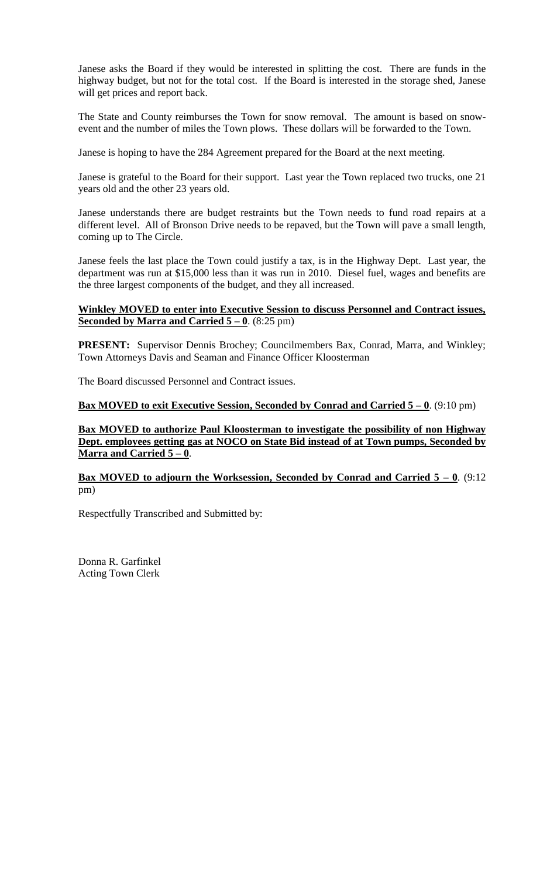Janese asks the Board if they would be interested in splitting the cost. There are funds in the highway budget, but not for the total cost. If the Board is interested in the storage shed, Janese will get prices and report back.

The State and County reimburses the Town for snow removal. The amount is based on snow-event and the number of miles the Town plows. These dollars will be forwarded to the Town.

Janese is hoping to have the 284 Agreement prepared for the Board at the next meeting.

Janese is grateful to the Board for their support. Last year the Town replaced two trucks, one 21 years old and the other 23 years old.

Janese understands there are budget restraints but the Town needs to fund road repairs at a different level. All of Bronson Drive needs to be repaved, but the Town will pave a small length, coming up to The Circle.

Janese feels the last place the Town could justify a tax, is in the Highway Dept. Last year, the department was run at $15,000 less than it was run in 2010. Diesel fuel, wages and benefits are the three largest components of the budget, and they all increased.

**Winkley MOVED to enter into Executive Session to discuss Personnel and Contract issues, Seconded by Marra and Carried 5 – 0**. (8:25 pm)

**PRESENT:** Supervisor Dennis Brochey; Councilmembers Bax, Conrad, Marra, and Winkley; Town Attorneys Davis and Seaman and Finance Officer Kloosterman

The Board discussed Personnel and Contract issues.

**Bax MOVED to exit Executive Session, Seconded by Conrad and Carried 5 – 0**. (9:10 pm)

**Bax MOVED to authorize Paul Kloosterman to investigate the possibility of non Highway Dept. employees getting gas at NOCO on State Bid instead of at Town pumps, Seconded by Marra and Carried 5 – 0**.

**Bax MOVED to adjourn the Worksession, Seconded by Conrad and Carried 5 – 0**. (9:12 pm)

Respectfully Transcribed and Submitted by:

Donna R. Garfinkel
Acting Town Clerk